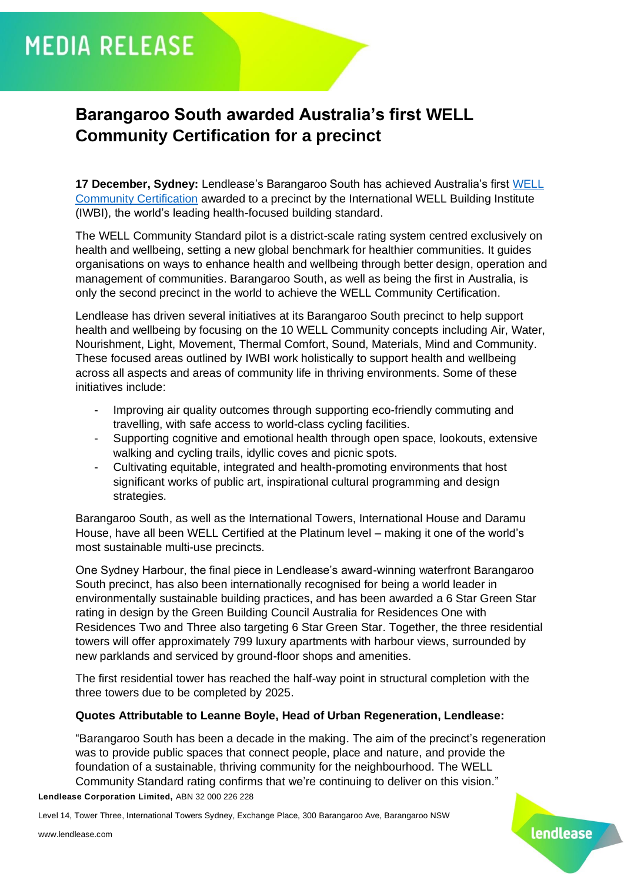MEDIA RELEASE

# Barangaroo South awarded Australia's first WELL Community Certification for a precinct

**17 December, Sydney:** Lendlease's Barangaroo South has achieved Australia's first [WELL Community Certification](WELL Community Certification) awarded to a precinct by the International WELL Building Institute (IWBI), the world's leading health-focused building standard.

The WELL Community Standard pilot is a district-scale rating system centred exclusively on health and wellbeing, setting a new global benchmark for healthier communities. It guides organisations on ways to enhance health and wellbeing through better design, operation and management of communities. Barangaroo South, as well as being the first in Australia, is only the second precinct in the world to achieve the WELL Community Certification.

Lendlease has driven several initiatives at its Barangaroo South precinct to help support health and wellbeing by focusing on the 10 WELL Community concepts including Air, Water, Nourishment, Light, Movement, Thermal Comfort, Sound, Materials, Mind and Community. These focused areas outlined by IWBI work holistically to support health and wellbeing across all aspects and areas of community life in thriving environments. Some of these initiatives include:

- Improving air quality outcomes through supporting eco-friendly commuting and travelling, with safe access to world-class cycling facilities.
- Supporting cognitive and emotional health through open space, lookouts, extensive walking and cycling trails, idyllic coves and picnic spots.
- Cultivating equitable, integrated and health-promoting environments that host significant works of public art, inspirational cultural programming and design strategies.

Barangaroo South, as well as the International Towers, International House and Daramu House, have all been WELL Certified at the Platinum level – making it one of the world's most sustainable multi-use precincts.

One Sydney Harbour, the final piece in Lendlease's award-winning waterfront Barangaroo South precinct, has also been internationally recognised for being a world leader in environmentally sustainable building practices, and has been awarded a 6 Star Green Star rating in design by the Green Building Council Australia for Residences One with Residences Two and Three also targeting 6 Star Green Star. Together, the three residential towers will offer approximately 799 luxury apartments with harbour views, surrounded by new parklands and serviced by ground-floor shops and amenities.

The first residential tower has reached the half-way point in structural completion with the three towers due to be completed by 2025.

**Quotes Attributable to Leanne Boyle, Head of Urban Regeneration, Lendlease:**

"Barangaroo South has been a decade in the making. The aim of the precinct's regeneration was to provide public spaces that connect people, place and nature, and provide the foundation of a sustainable, thriving community for the neighbourhood. The WELL Community Standard rating confirms that we're continuing to deliver on this vision."

**Lendlease Corporation Limited,** ABN 32 000 226 228

Level 14, Tower Three, International Towers Sydney, Exchange Place, 300 Barangaroo Ave, Barangaroo NSW

www.lendlease.com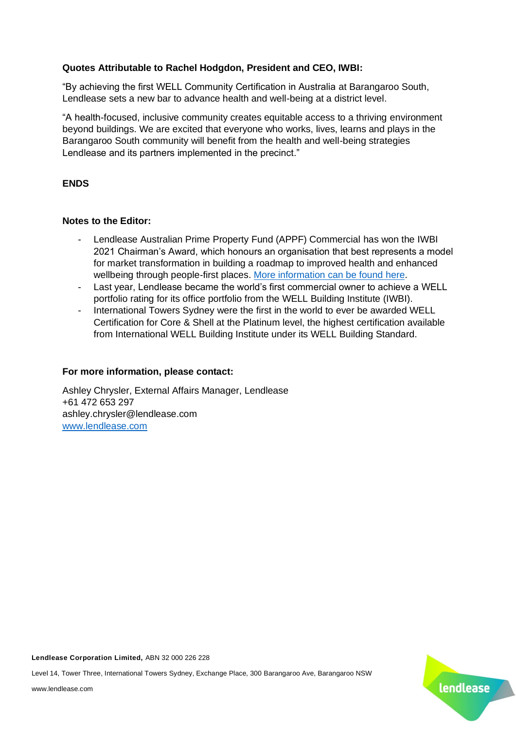**Quotes Attributable to Rachel Hodgdon, President and CEO, IWBI:**

"By achieving the first WELL Community Certification in Australia at Barangaroo South, Lendlease sets a new bar to advance health and well-being at a district level.

"A health-focused, inclusive community creates equitable access to a thriving environment beyond buildings. We are excited that everyone who works, lives, learns and plays in the Barangaroo South community will benefit from the health and well-being strategies Lendlease and its partners implemented in the precinct."

**ENDS**

**Notes to the Editor:**

- Lendlease Australian Prime Property Fund (APPF) Commercial has won the IWBI 2021 Chairman's Award, which honours an organisation that best represents a model for market transformation in building a roadmap to improved health and enhanced wellbeing through people-first places. More information can be found here.
- Last year, Lendlease became the world's first commercial owner to achieve a WELL portfolio rating for its office portfolio from the WELL Building Institute (IWBI).
- International Towers Sydney were the first in the world to ever be awarded WELL Certification for Core & Shell at the Platinum level, the highest certification available from International WELL Building Institute under its WELL Building Standard.

**For more information, please contact:**

Ashley Chrysler, External Affairs Manager, Lendlease
+61 472 653 297
ashley.chrysler@lendlease.com
www.lendlease.com

**Lendlease Corporation Limited,** ABN 32 000 226 228

Level 14, Tower Three, International Towers Sydney, Exchange Place, 300 Barangaroo Ave, Barangaroo NSW

www.lendlease.com